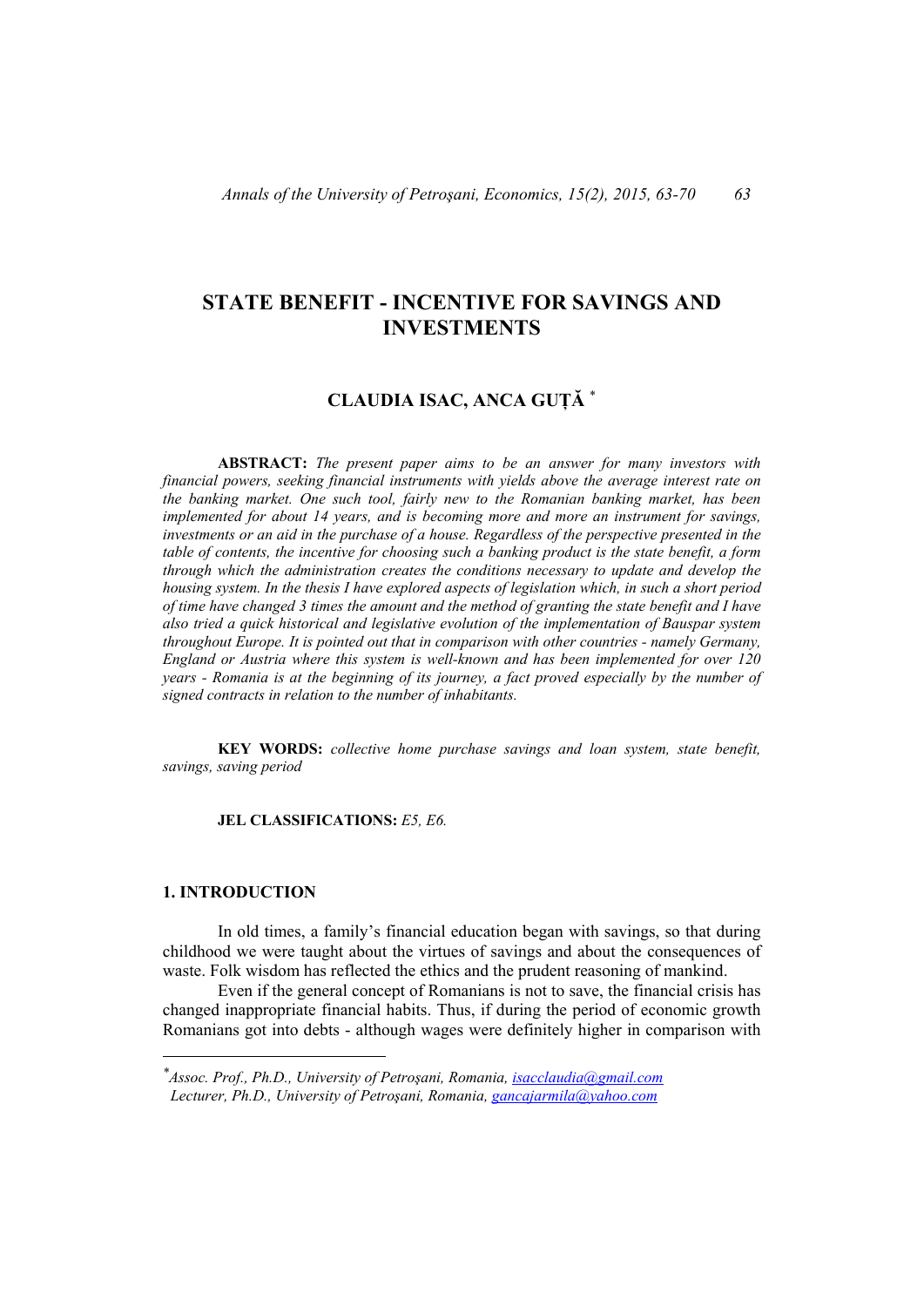# STATE BENEFIT - INCENTIVE FOR SAVINGS AND INVESTMENTS

## CLAUDIA ISAC, ANCA GUȚĂ *

**ABSTRACT:** *The present paper aims to be an answer for many investors with financial powers, seeking financial instruments with yields above the average interest rate on the banking market. One such tool, fairly new to the Romanian banking market, has been implemented for about 14 years, and is becoming more and more an instrument for savings, investments or an aid in the purchase of a house. Regardless of the perspective presented in the table of contents, the incentive for choosing such a banking product is the state benefit, a form through which the administration creates the conditions necessary to update and develop the housing system. In the thesis I have explored aspects of legislation which, in such a short period of time have changed 3 times the amount and the method of granting the state benefit and I have also tried a quick historical and legislative evolution of the implementation of Bauspar system throughout Europe. It is pointed out that in comparison with other countries - namely Germany, England or Austria where this system is well-known and has been implemented for over 120 years - Romania is at the beginning of its journey, a fact proved especially by the number of signed contracts in relation to the number of inhabitants.*

**KEY WORDS:** *collective home purchase savings and loan system, state benefit, savings, saving period*

**JEL CLASSIFICATIONS:** *E5, E6.*

## 1. INTRODUCTION

In old times, a family's financial education began with savings, so that during childhood we were taught about the virtues of savings and about the consequences of waste. Folk wisdom has reflected the ethics and the prudent reasoning of mankind.

Even if the general concept of Romanians is not to save, the financial crisis has changed inappropriate financial habits. Thus, if during the period of economic growth Romanians got into debts - although wages were definitely higher in comparison with

---

*Assoc. Prof., Ph.D., University of Petroșani, Romania, isacclaudia@gmail.com
Lecturer, Ph.D., University of Petroșani, Romania, gancajarmila@yahoo.com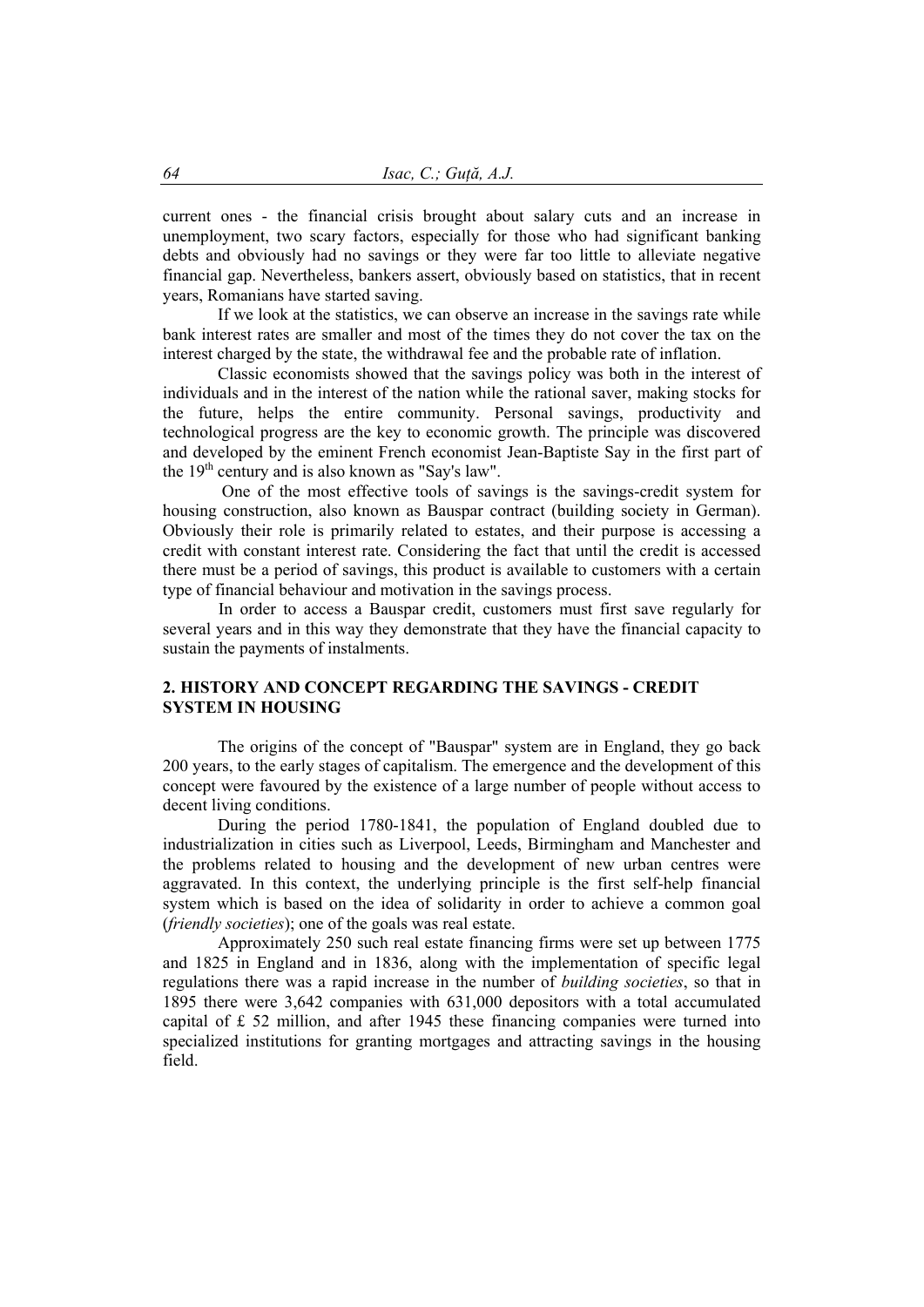current ones - the financial crisis brought about salary cuts and an increase in unemployment, two scary factors, especially for those who had significant banking debts and obviously had no savings or they were far too little to alleviate negative financial gap. Nevertheless, bankers assert, obviously based on statistics, that in recent years, Romanians have started saving.

If we look at the statistics, we can observe an increase in the savings rate while bank interest rates are smaller and most of the times they do not cover the tax on the interest charged by the state, the withdrawal fee and the probable rate of inflation.

Classic economists showed that the savings policy was both in the interest of individuals and in the interest of the nation while the rational saver, making stocks for the future, helps the entire community. Personal savings, productivity and technological progress are the key to economic growth. The principle was discovered and developed by the eminent French economist Jean-Baptiste Say in the first part of the 19th century and is also known as "Say's law".

One of the most effective tools of savings is the savings-credit system for housing construction, also known as Bauspar contract (building society in German). Obviously their role is primarily related to estates, and their purpose is accessing a credit with constant interest rate. Considering the fact that until the credit is accessed there must be a period of savings, this product is available to customers with a certain type of financial behaviour and motivation in the savings process.

In order to access a Bauspar credit, customers must first save regularly for several years and in this way they demonstrate that they have the financial capacity to sustain the payments of instalments.

## 2. HISTORY AND CONCEPT REGARDING THE SAVINGS - CREDIT SYSTEM IN HOUSING

The origins of the concept of "Bauspar" system are in England, they go back 200 years, to the early stages of capitalism. The emergence and the development of this concept were favoured by the existence of a large number of people without access to decent living conditions.

During the period 1780-1841, the population of England doubled due to industrialization in cities such as Liverpool, Leeds, Birmingham and Manchester and the problems related to housing and the development of new urban centres were aggravated. In this context, the underlying principle is the first self-help financial system which is based on the idea of solidarity in order to achieve a common goal (*friendly societies*); one of the goals was real estate.

Approximately 250 such real estate financing firms were set up between 1775 and 1825 in England and in 1836, along with the implementation of specific legal regulations there was a rapid increase in the number of *building societies*, so that in 1895 there were 3,642 companies with 631,000 depositors with a total accumulated capital of £ 52 million, and after 1945 these financing companies were turned into specialized institutions for granting mortgages and attracting savings in the housing field.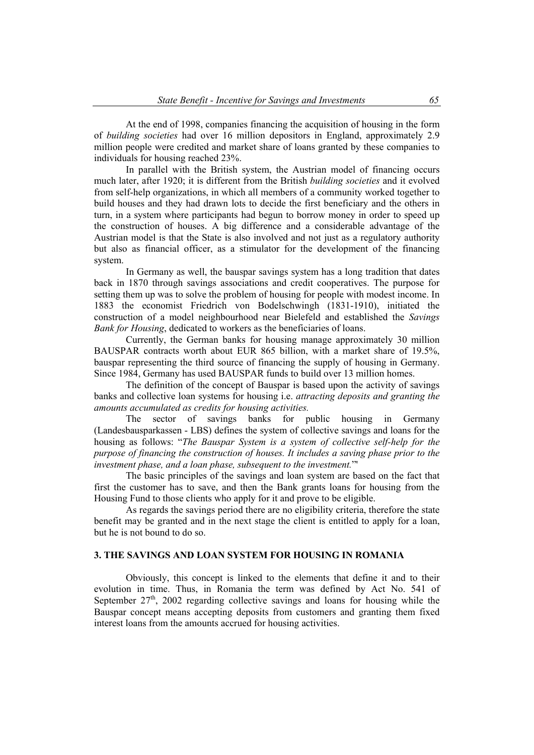At the end of 1998, companies financing the acquisition of housing in the form of *building societies* had over 16 million depositors in England, approximately 2.9 million people were credited and market share of loans granted by these companies to individuals for housing reached 23%.

In parallel with the British system, the Austrian model of financing occurs much later, after 1920; it is different from the British *building societies* and it evolved from self-help organizations, in which all members of a community worked together to build houses and they had drawn lots to decide the first beneficiary and the others in turn, in a system where participants had begun to borrow money in order to speed up the construction of houses. A big difference and a considerable advantage of the Austrian model is that the State is also involved and not just as a regulatory authority but also as financial officer, as a stimulator for the development of the financing system.

In Germany as well, the bauspar savings system has a long tradition that dates back in 1870 through savings associations and credit cooperatives. The purpose for setting them up was to solve the problem of housing for people with modest income. In 1883 the economist Friedrich von Bodelschwingh (1831-1910), initiated the construction of a model neighbourhood near Bielefeld and established the *Savings Bank for Housing*, dedicated to workers as the beneficiaries of loans.

Currently, the German banks for housing manage approximately 30 million BAUSPAR contracts worth about EUR 865 billion, with a market share of 19.5%, bauspar representing the third source of financing the supply of housing in Germany. Since 1984, Germany has used BAUSPAR funds to build over 13 million homes.

The definition of the concept of Bauspar is based upon the activity of savings banks and collective loan systems for housing i.e. *attracting deposits and granting the amounts accumulated as credits for housing activities.*

The sector of savings banks for public housing in Germany (Landesbausparkassen - LBS) defines the system of collective savings and loans for the housing as follows: "*The Bauspar System is a system of collective self-help for the purpose of financing the construction of houses. It includes a saving phase prior to the investment phase, and a loan phase, subsequent to the investment.*"

The basic principles of the savings and loan system are based on the fact that first the customer has to save, and then the Bank grants loans for housing from the Housing Fund to those clients who apply for it and prove to be eligible.

As regards the savings period there are no eligibility criteria, therefore the state benefit may be granted and in the next stage the client is entitled to apply for a loan, but he is not bound to do so.

## 3. THE SAVINGS AND LOAN SYSTEM FOR HOUSING IN ROMANIA

Obviously, this concept is linked to the elements that define it and to their evolution in time. Thus, in Romania the term was defined by Act No. 541 of September 27th, 2002 regarding collective savings and loans for housing while the Bauspar concept means accepting deposits from customers and granting them fixed interest loans from the amounts accrued for housing activities.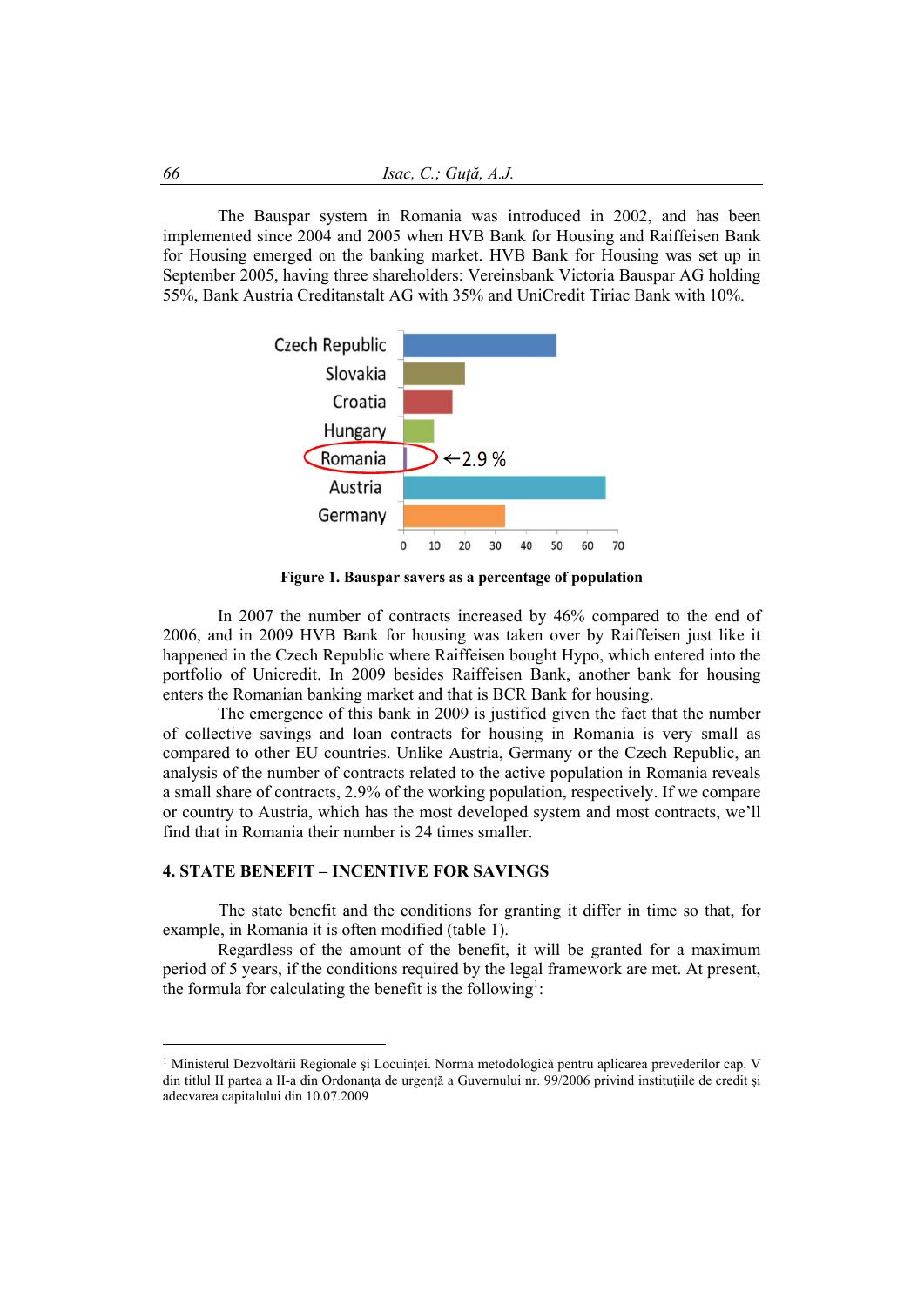The Bauspar system in Romania was introduced in 2002, and has been implemented since 2004 and 2005 when HVB Bank for Housing and Raiffeisen Bank for Housing emerged on the banking market. HVB Bank for Housing was set up in September 2005, having three shareholders: Vereinsbank Victoria Bauspar AG holding 55%, Bank Austria Creditanstalt AG with 35% and UniCredit Tiriac Bank with 10%.

**Figure 1. Bauspar savers as a percentage of population**

In 2007 the number of contracts increased by 46% compared to the end of 2006, and in 2009 HVB Bank for housing was taken over by Raiffeisen just like it happened in the Czech Republic where Raiffeisen bought Hypo, which entered into the portfolio of Unicredit. In 2009 besides Raiffeisen Bank, another bank for housing enters the Romanian banking market and that is BCR Bank for housing.

The emergence of this bank in 2009 is justified given the fact that the number of collective savings and loan contracts for housing in Romania is very small as compared to other EU countries. Unlike Austria, Germany or the Czech Republic, an analysis of the number of contracts related to the active population in Romania reveals a small share of contracts, 2.9% of the working population, respectively. If we compare or country to Austria, which has the most developed system and most contracts, we'll find that in Romania their number is 24 times smaller.

## 4. STATE BENEFIT – INCENTIVE FOR SAVINGS

The state benefit and the conditions for granting it differ in time so that, for example, in Romania it is often modified (table 1).

Regardless of the amount of the benefit, it will be granted for a maximum period of 5 years, if the conditions required by the legal framework are met. At present, the formula for calculating the benefit is the following[1]:

[1] Ministerul Dezvoltării Regionale şi Locuinţei. Norma metodologică pentru aplicarea prevederilor cap. V din titlul II partea a II-a din Ordonanţa de urgenţă a Guvernului nr. 99/2006 privind instituţiile de credit şi adecvarea capitalului din 10.07.2009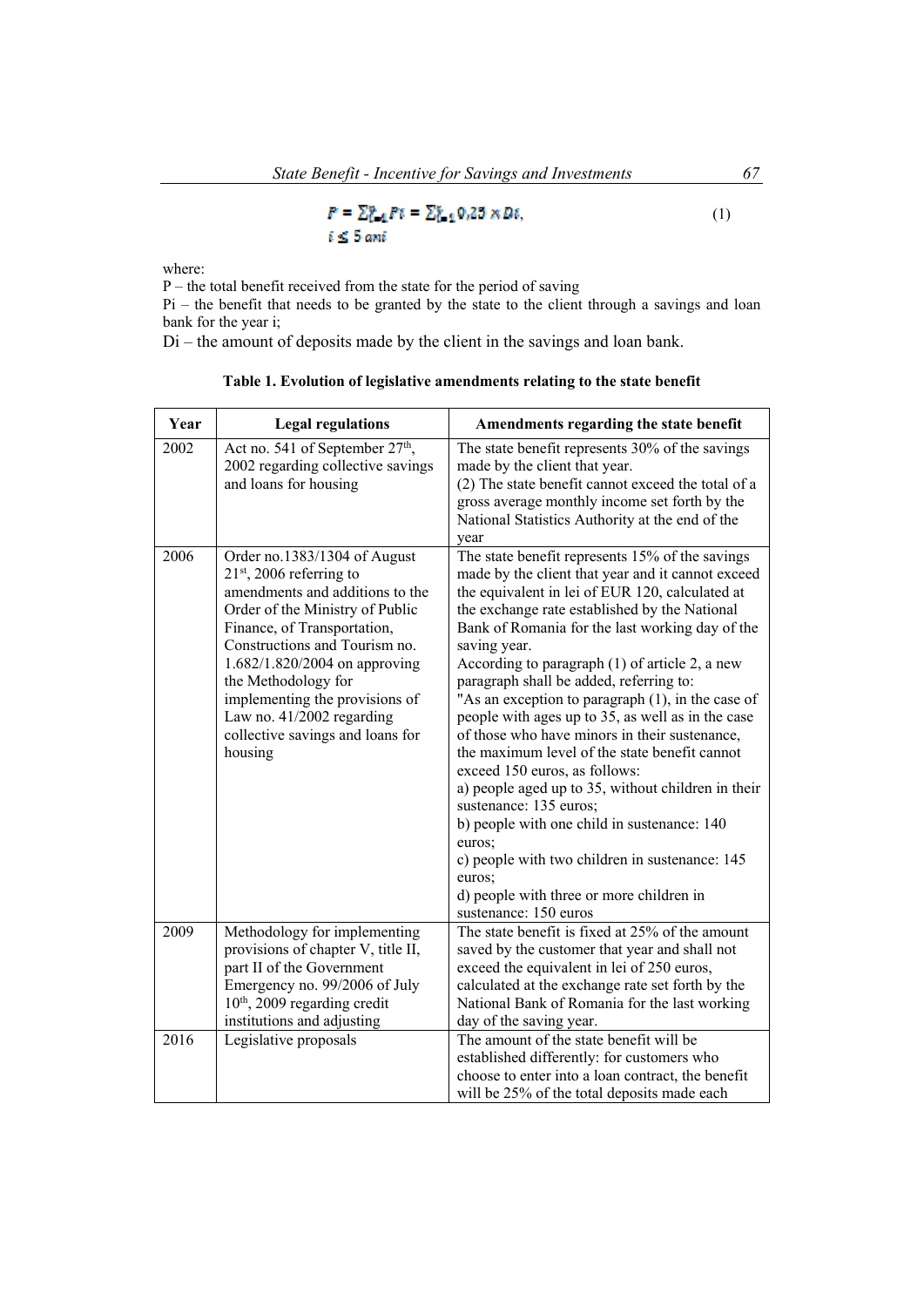$$P = \sum_{i=1}^{n} P_i = \sum_{i=1}^{n} 0{,}25 \times D_i, \quad (1)$$
$$i \leq 5 \text{ ani}$$

where:

P – the total benefit received from the state for the period of saving

Pi – the benefit that needs to be granted by the state to the client through a savings and loan bank for the year i;

Di – the amount of deposits made by the client in the savings and loan bank.

**Table 1. Evolution of legislative amendments relating to the state benefit**

| Year | Legal regulations | Amendments regarding the state benefit |
|---|---|---|
| 2002 | Act no. 541 of September 27th, 2002 regarding collective savings and loans for housing | The state benefit represents 30% of the savings made by the client that year. (2) The state benefit cannot exceed the total of a gross average monthly income set forth by the National Statistics Authority at the end of the year |
| 2006 | Order no.1383/1304 of August 21st, 2006 referring to amendments and additions to the Order of the Ministry of Public Finance, of Transportation, Constructions and Tourism no. 1.682/1.820/2004 on approving the Methodology for implementing the provisions of Law no. 41/2002 regarding collective savings and loans for housing | The state benefit represents 15% of the savings made by the client that year and it cannot exceed the equivalent in lei of EUR 120, calculated at the exchange rate established by the National Bank of Romania for the last working day of the saving year. According to paragraph (1) of article 2, a new paragraph shall be added, referring to: "As an exception to paragraph (1), in the case of people with ages up to 35, as well as in the case of those who have minors in their sustenance, the maximum level of the state benefit cannot exceed 150 euros, as follows: a) people aged up to 35, without children in their sustenance: 135 euros; b) people with one child in sustenance: 140 euros; c) people with two children in sustenance: 145 euros; d) people with three or more children in sustenance: 150 euros |
| 2009 | Methodology for implementing provisions of chapter V, title II, part II of the Government Emergency no. 99/2006 of July 10th, 2009 regarding credit institutions and adjusting | The state benefit is fixed at 25% of the amount saved by the customer that year and shall not exceed the equivalent in lei of 250 euros, calculated at the exchange rate set forth by the National Bank of Romania for the last working day of the saving year. |
| 2016 | Legislative proposals | The amount of the state benefit will be established differently: for customers who choose to enter into a loan contract, the benefit will be 25% of the total deposits made each |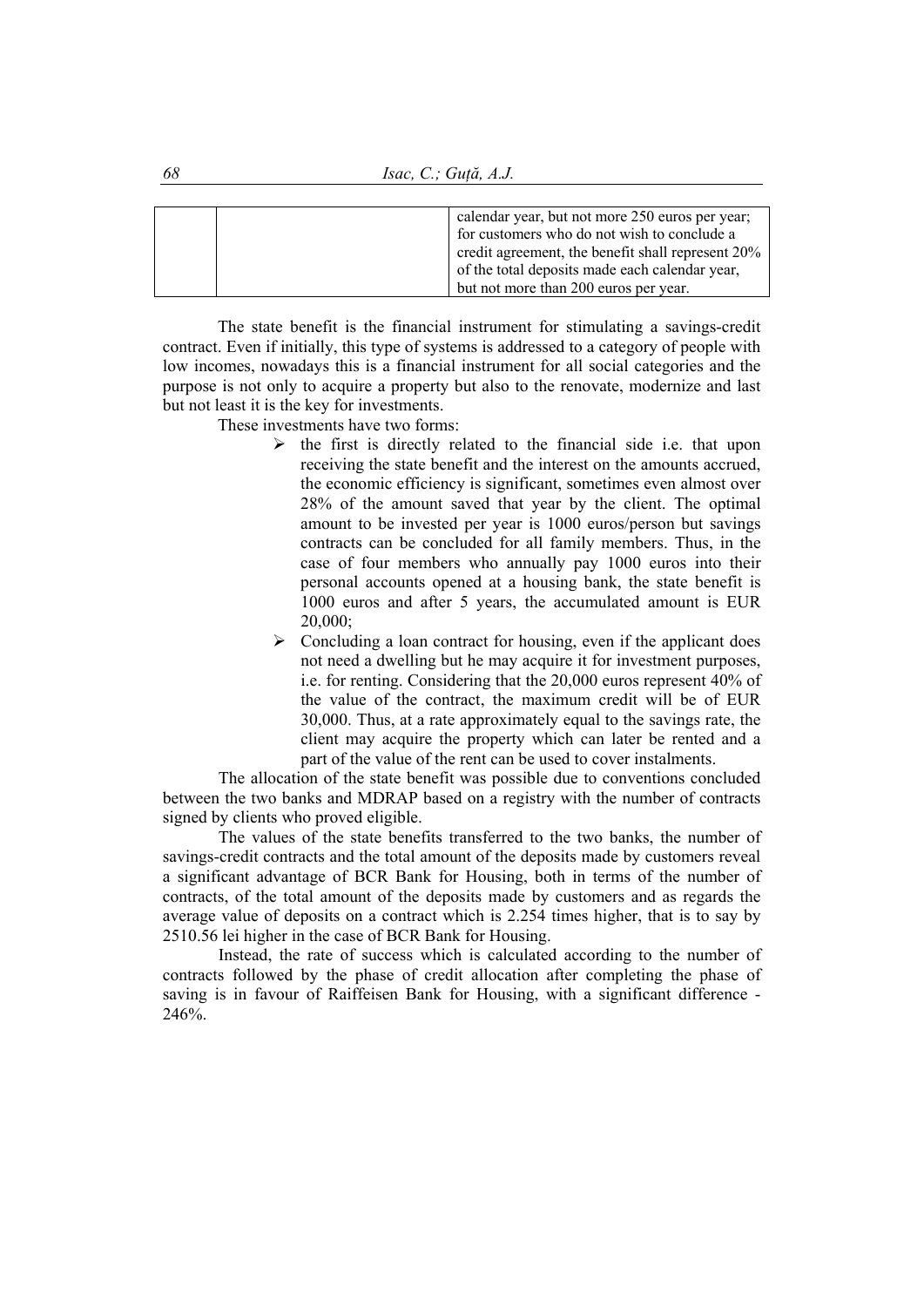|  |  | calendar year, but not more 250 euros per year; for customers who do not wish to conclude a credit agreement, the benefit shall represent 20% of the total deposits made each calendar year, but not more than 200 euros per year. |
|---|---|---|

The state benefit is the financial instrument for stimulating a savings-credit contract. Even if initially, this type of systems is addressed to a category of people with low incomes, nowadays this is a financial instrument for all social categories and the purpose is not only to acquire a property but also to the renovate, modernize and last but not least it is the key for investments.

These investments have two forms:

- the first is directly related to the financial side i.e. that upon receiving the state benefit and the interest on the amounts accrued, the economic efficiency is significant, sometimes even almost over 28% of the amount saved that year by the client. The optimal amount to be invested per year is 1000 euros/person but savings contracts can be concluded for all family members. Thus, in the case of four members who annually pay 1000 euros into their personal accounts opened at a housing bank, the state benefit is 1000 euros and after 5 years, the accumulated amount is EUR 20,000;
- Concluding a loan contract for housing, even if the applicant does not need a dwelling but he may acquire it for investment purposes, i.e. for renting. Considering that the 20,000 euros represent 40% of the value of the contract, the maximum credit will be of EUR 30,000. Thus, at a rate approximately equal to the savings rate, the client may acquire the property which can later be rented and a part of the value of the rent can be used to cover instalments.

The allocation of the state benefit was possible due to conventions concluded between the two banks and MDRAP based on a registry with the number of contracts signed by clients who proved eligible.

The values of the state benefits transferred to the two banks, the number of savings-credit contracts and the total amount of the deposits made by customers reveal a significant advantage of BCR Bank for Housing, both in terms of the number of contracts, of the total amount of the deposits made by customers and as regards the average value of deposits on a contract which is 2.254 times higher, that is to say by 2510.56 lei higher in the case of BCR Bank for Housing.

Instead, the rate of success which is calculated according to the number of contracts followed by the phase of credit allocation after completing the phase of saving is in favour of Raiffeisen Bank for Housing, with a significant difference - 246%.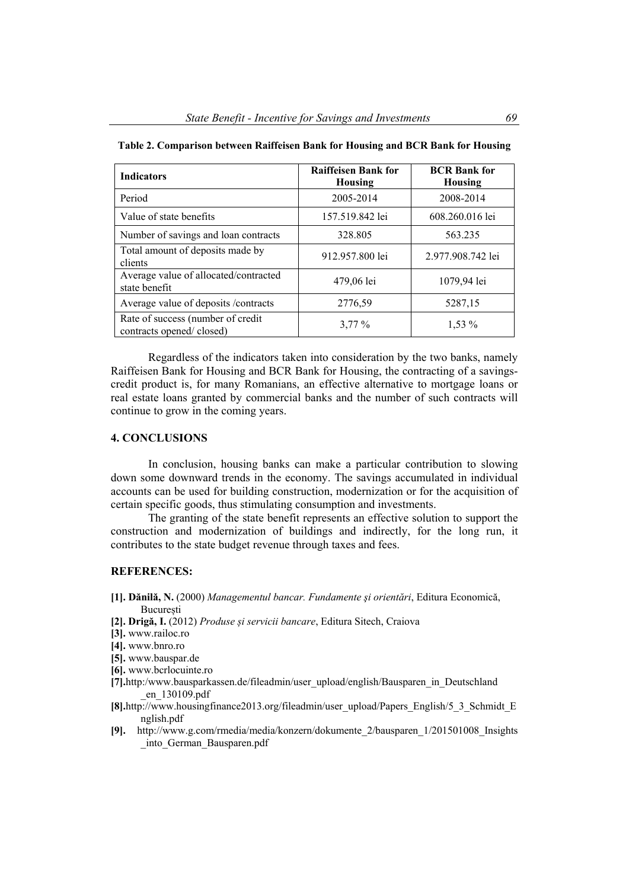**Table 2. Comparison between Raiffeisen Bank for Housing and BCR Bank for Housing**

| Indicators | Raiffeisen Bank for Housing | BCR Bank for Housing |
|---|---|---|
| Period | 2005-2014 | 2008-2014 |
| Value of state benefits | 157.519.842 lei | 608.260.016 lei |
| Number of savings and loan contracts | 328.805 | 563.235 |
| Total amount of deposits made by clients | 912.957.800 lei | 2.977.908.742 lei |
| Average value of allocated/contracted state benefit | 479,06 lei | 1079,94 lei |
| Average value of deposits /contracts | 2776,59 | 5287,15 |
| Rate of success (number of credit contracts opened/ closed) | 3,77 % | 1,53 % |

Regardless of the indicators taken into consideration by the two banks, namely Raiffeisen Bank for Housing and BCR Bank for Housing, the contracting of a savings-credit product is, for many Romanians, an effective alternative to mortgage loans or real estate loans granted by commercial banks and the number of such contracts will continue to grow in the coming years.

## 4. CONCLUSIONS

In conclusion, housing banks can make a particular contribution to slowing down some downward trends in the economy. The savings accumulated in individual accounts can be used for building construction, modernization or for the acquisition of certain specific goods, thus stimulating consumption and investments.

The granting of the state benefit represents an effective solution to support the construction and modernization of buildings and indirectly, for the long run, it contributes to the state budget revenue through taxes and fees.

## REFERENCES:

**[1]. Dănilă, N.** (2000) *Managementul bancar. Fundamente şi orientări*, Editura Economică, Bucureşti

**[2]. Drigă, I.** (2012) *Produse și servicii bancare*, Editura Sitech, Craiova

**[3].** www.railoc.ro

**[4].** www.bnro.ro

**[5].** www.bauspar.de

**[6].** www.bcrlocuinte.ro

**[7].**http:/www.bausparkassen.de/fileadmin/user_upload/english/Bausparen_in_Deutschland_en_130109.pdf

**[8].**http://www.housingfinance2013.org/fileadmin/user_upload/Papers_English/5_3_Schmidt_English.pdf

**[9].** http://www.g.com/rmedia/media/konzern/dokumente_2/bausparen_1/201501008_Insights_into_German_Bausparen.pdf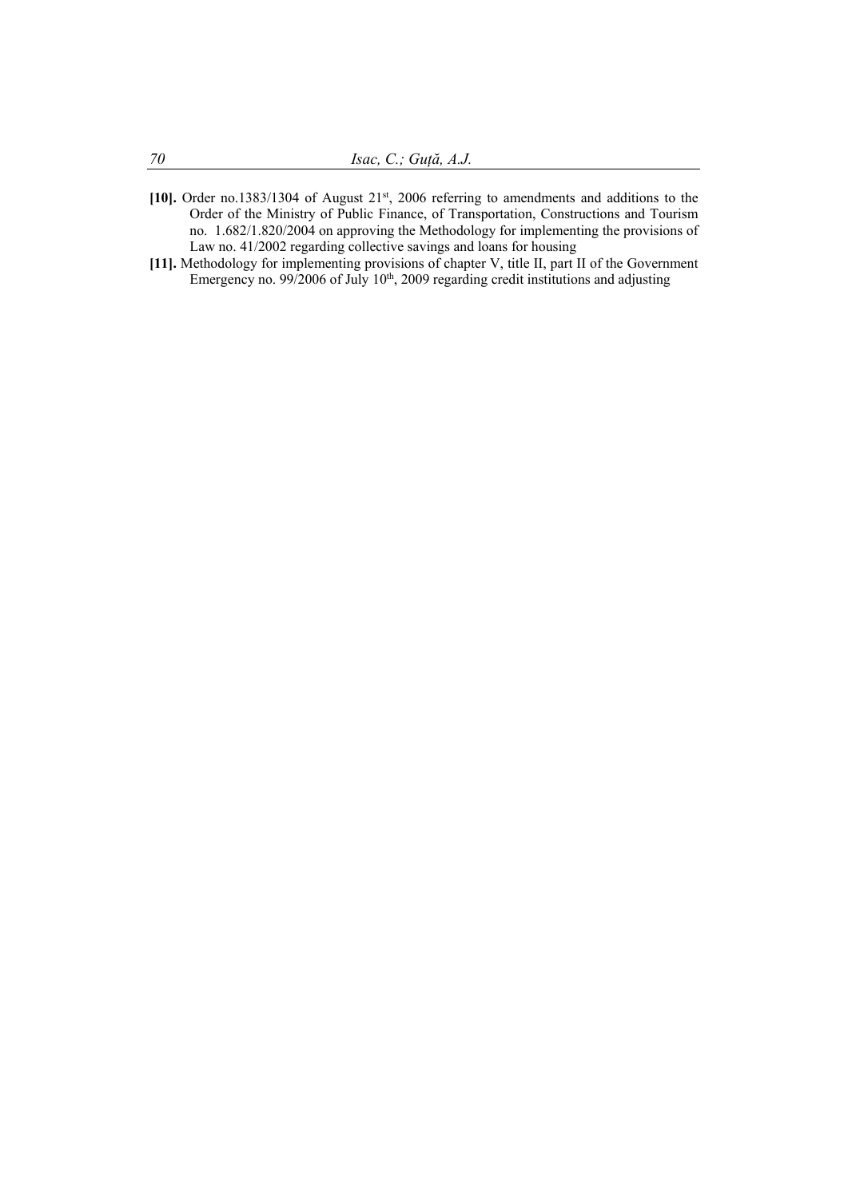**[10].** Order no.1383/1304 of August 21st, 2006 referring to amendments and additions to the Order of the Ministry of Public Finance, of Transportation, Constructions and Tourism no. 1.682/1.820/2004 on approving the Methodology for implementing the provisions of Law no. 41/2002 regarding collective savings and loans for housing

**[11].** Methodology for implementing provisions of chapter V, title II, part II of the Government Emergency no. 99/2006 of July 10th, 2009 regarding credit institutions and adjusting